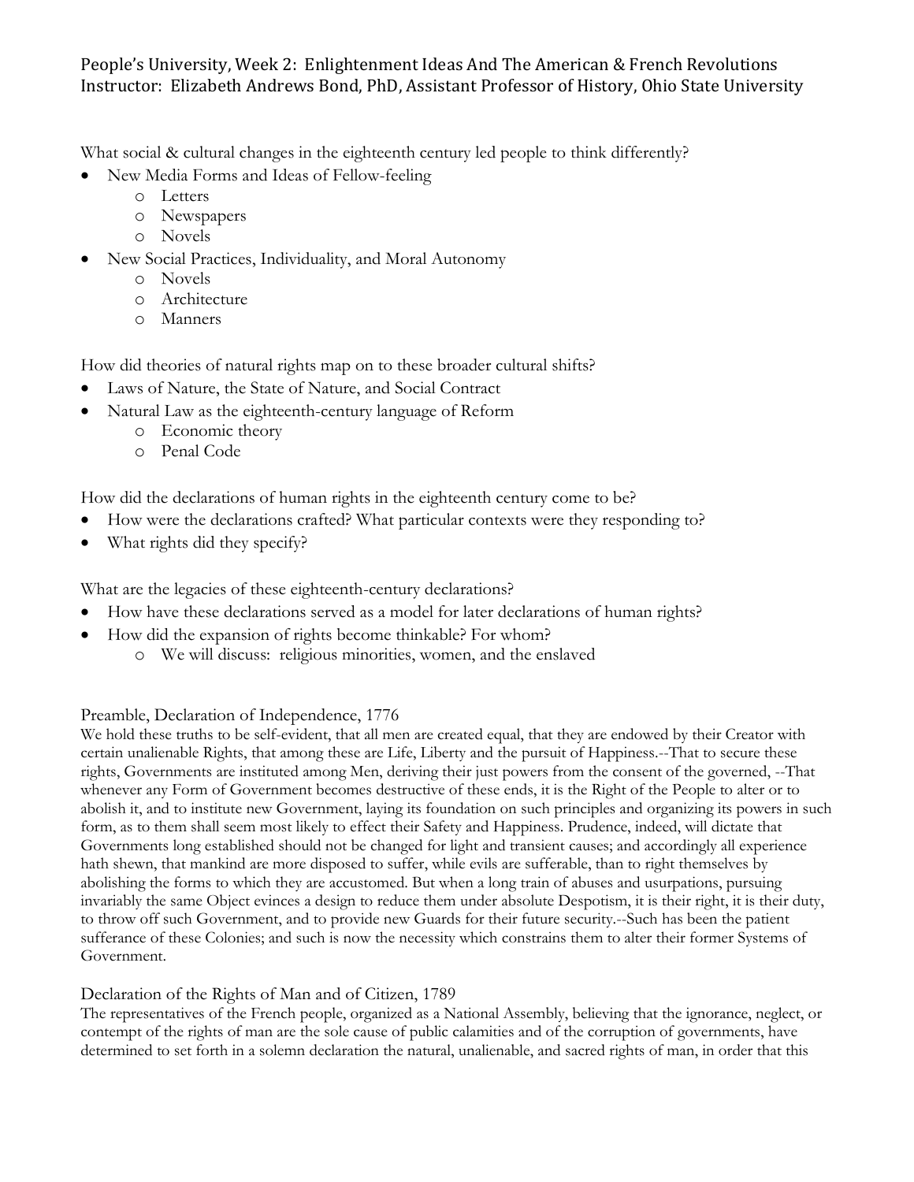# People's University, Week 2: Enlightenment Ideas And The American & French Revolutions
## Instructor: Elizabeth Andrews Bond, PhD, Assistant Professor of History, Ohio State University

What social & cultural changes in the eighteenth century led people to think differently?

- New Media Forms and Ideas of Fellow-feeling
  - Letters
  - Newspapers
  - Novels
- New Social Practices, Individuality, and Moral Autonomy
  - Novels
  - Architecture
  - Manners

How did theories of natural rights map on to these broader cultural shifts?

- Laws of Nature, the State of Nature, and Social Contract
- Natural Law as the eighteenth-century language of Reform
  - Economic theory
  - Penal Code

How did the declarations of human rights in the eighteenth century come to be?

- How were the declarations crafted? What particular contexts were they responding to?
- What rights did they specify?

What are the legacies of these eighteenth-century declarations?

- How have these declarations served as a model for later declarations of human rights?
- How did the expansion of rights become thinkable? For whom?
  - We will discuss: religious minorities, women, and the enslaved

### Preamble, Declaration of Independence, 1776

We hold these truths to be self-evident, that all men are created equal, that they are endowed by their Creator with certain unalienable Rights, that among these are Life, Liberty and the pursuit of Happiness.--That to secure these rights, Governments are instituted among Men, deriving their just powers from the consent of the governed, --That whenever any Form of Government becomes destructive of these ends, it is the Right of the People to alter or to abolish it, and to institute new Government, laying its foundation on such principles and organizing its powers in such form, as to them shall seem most likely to effect their Safety and Happiness. Prudence, indeed, will dictate that Governments long established should not be changed for light and transient causes; and accordingly all experience hath shewn, that mankind are more disposed to suffer, while evils are sufferable, than to right themselves by abolishing the forms to which they are accustomed. But when a long train of abuses and usurpations, pursuing invariably the same Object evinces a design to reduce them under absolute Despotism, it is their right, it is their duty, to throw off such Government, and to provide new Guards for their future security.--Such has been the patient sufferance of these Colonies; and such is now the necessity which constrains them to alter their former Systems of Government.

### Declaration of the Rights of Man and of Citizen, 1789

The representatives of the French people, organized as a National Assembly, believing that the ignorance, neglect, or contempt of the rights of man are the sole cause of public calamities and of the corruption of governments, have determined to set forth in a solemn declaration the natural, unalienable, and sacred rights of man, in order that this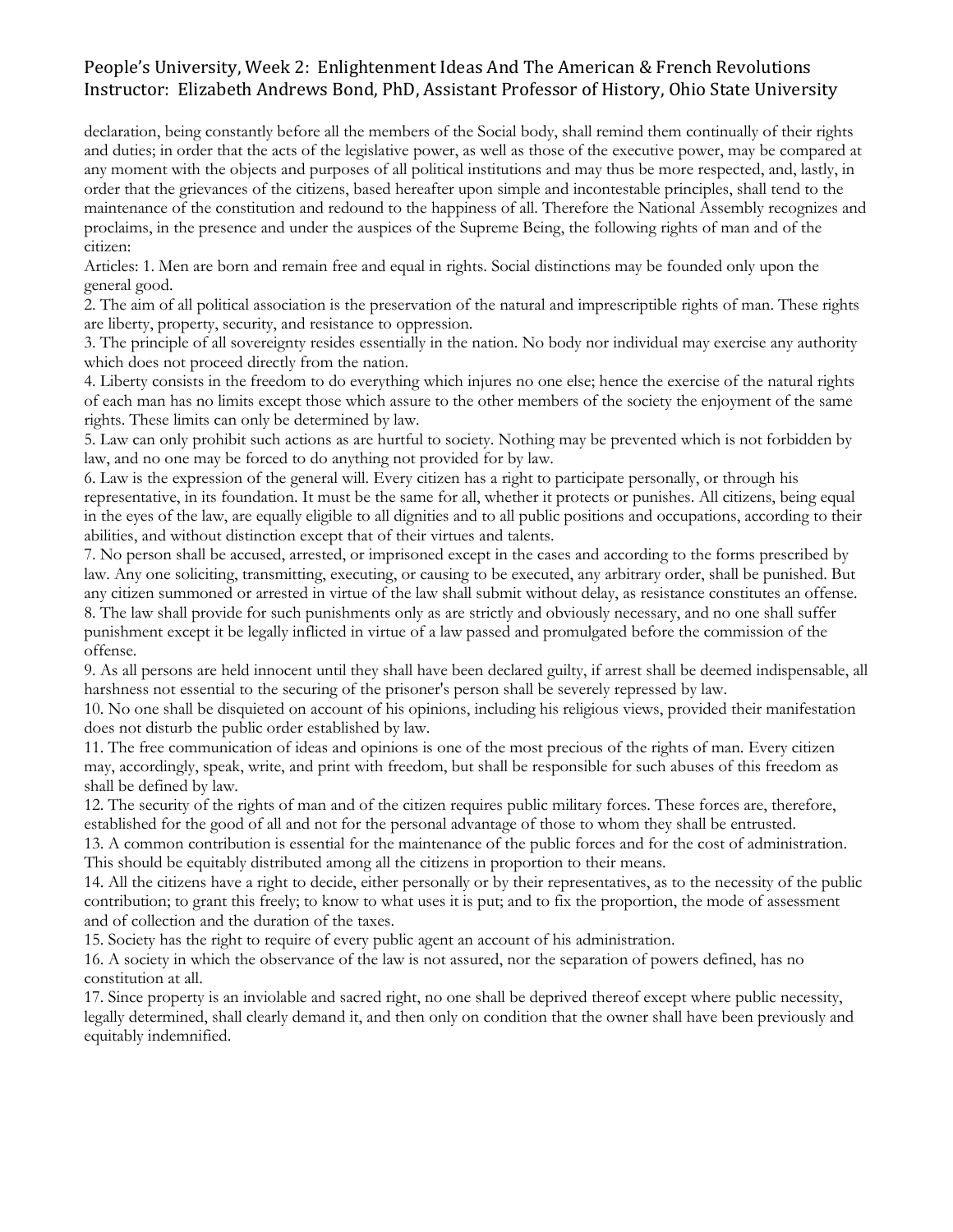declaration, being constantly before all the members of the Social body, shall remind them continually of their rights and duties; in order that the acts of the legislative power, as well as those of the executive power, may be compared at any moment with the objects and purposes of all political institutions and may thus be more respected, and, lastly, in order that the grievances of the citizens, based hereafter upon simple and incontestable principles, shall tend to the maintenance of the constitution and redound to the happiness of all. Therefore the National Assembly recognizes and proclaims, in the presence and under the auspices of the Supreme Being, the following rights of man and of the citizen:

Articles: 1. Men are born and remain free and equal in rights. Social distinctions may be founded only upon the general good.

2. The aim of all political association is the preservation of the natural and imprescriptible rights of man. These rights are liberty, property, security, and resistance to oppression.

3. The principle of all sovereignty resides essentially in the nation. No body nor individual may exercise any authority which does not proceed directly from the nation.

4. Liberty consists in the freedom to do everything which injures no one else; hence the exercise of the natural rights of each man has no limits except those which assure to the other members of the society the enjoyment of the same rights. These limits can only be determined by law.

5. Law can only prohibit such actions as are hurtful to society. Nothing may be prevented which is not forbidden by law, and no one may be forced to do anything not provided for by law.

6. Law is the expression of the general will. Every citizen has a right to participate personally, or through his representative, in its foundation. It must be the same for all, whether it protects or punishes. All citizens, being equal in the eyes of the law, are equally eligible to all dignities and to all public positions and occupations, according to their abilities, and without distinction except that of their virtues and talents.

7. No person shall be accused, arrested, or imprisoned except in the cases and according to the forms prescribed by law. Any one soliciting, transmitting, executing, or causing to be executed, any arbitrary order, shall be punished. But any citizen summoned or arrested in virtue of the law shall submit without delay, as resistance constitutes an offense.

8. The law shall provide for such punishments only as are strictly and obviously necessary, and no one shall suffer punishment except it be legally inflicted in virtue of a law passed and promulgated before the commission of the offense.

9. As all persons are held innocent until they shall have been declared guilty, if arrest shall be deemed indispensable, all harshness not essential to the securing of the prisoner's person shall be severely repressed by law.

10. No one shall be disquieted on account of his opinions, including his religious views, provided their manifestation does not disturb the public order established by law.

11. The free communication of ideas and opinions is one of the most precious of the rights of man. Every citizen may, accordingly, speak, write, and print with freedom, but shall be responsible for such abuses of this freedom as shall be defined by law.

12. The security of the rights of man and of the citizen requires public military forces. These forces are, therefore, established for the good of all and not for the personal advantage of those to whom they shall be entrusted.

13. A common contribution is essential for the maintenance of the public forces and for the cost of administration. This should be equitably distributed among all the citizens in proportion to their means.

14. All the citizens have a right to decide, either personally or by their representatives, as to the necessity of the public contribution; to grant this freely; to know to what uses it is put; and to fix the proportion, the mode of assessment and of collection and the duration of the taxes.

15. Society has the right to require of every public agent an account of his administration.

16. A society in which the observance of the law is not assured, nor the separation of powers defined, has no constitution at all.

17. Since property is an inviolable and sacred right, no one shall be deprived thereof except where public necessity, legally determined, shall clearly demand it, and then only on condition that the owner shall have been previously and equitably indemnified.